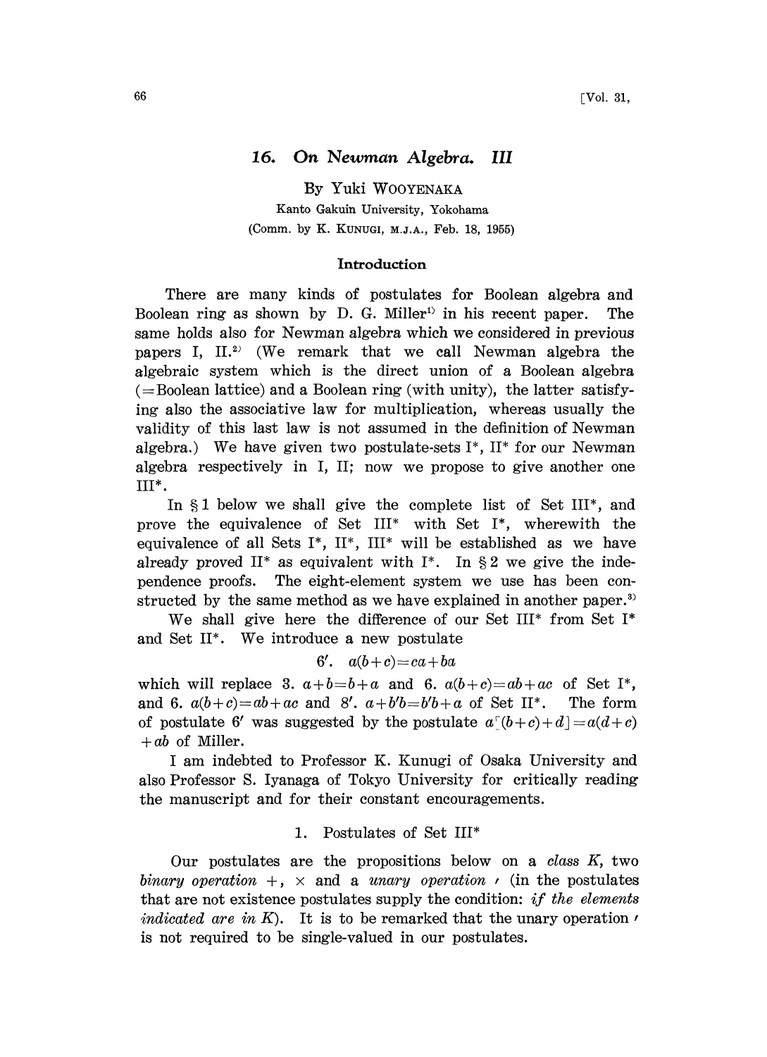# 16. On Newman Algebra. III

By Yuki WOOYENAKA

Kanto Gakuin University, Yokohama

(Comm. by K. KUNUGI, M.J.A., Feb. 18, 1955)

## Introduction

There are many kinds of postulates for Boolean algebra and Boolean ring as shown by D. G. Miller[1] in his recent paper. The same holds also for Newman algebra which we considered in previous papers I, II.[2] (We remark that we call Newman algebra the algebraic system which is the direct union of a Boolean algebra (=Boolean lattice) and a Boolean ring (with unity), the latter satisfying also the associative law for multiplication, whereas usually the validity of this last law is not assumed in the definition of Newman algebra.) We have given two postulate-sets I\*, II\* for our Newman algebra respectively in I, II; now we propose to give another one III\*.

In § 1 below we shall give the complete list of Set III\*, and prove the equivalence of Set III\* with Set I\*, wherewith the equivalence of all Sets I\*, II\*, III\* will be established as we have already proved II\* as equivalent with I\*. In § 2 we give the independence proofs. The eight-element system we use has been constructed by the same method as we have explained in another paper.[3]

We shall give here the difference of our Set III\* from Set I\* and Set II\*. We introduce a new postulate

$$6'. \quad a(b+c)=ca+ba$$

which will replace 3. $a+b=b+a$ and 6. $a(b+c)=ab+ac$ of Set I\*, and 6. $a(b+c)=ab+ac$ and 8'. $a+b'b=b'b+a$ of Set II\*. The form of postulate 6' was suggested by the postulate $a[(b+c)+d]=a(d+c)+ab$ of Miller.

I am indebted to Professor K. Kunugi of Osaka University and also Professor S. Iyanaga of Tokyo University for critically reading the manuscript and for their constant encouragements.

## 1. Postulates of Set III\*

Our postulates are the propositions below on a *class* $K$, two *binary operation* $+$, $\times$ and a *unary operation* $'$ (in the postulates that are not existence postulates supply the condition: *if the elements indicated are in* $K$). It is to be remarked that the unary operation $'$ is not required to be single-valued in our postulates.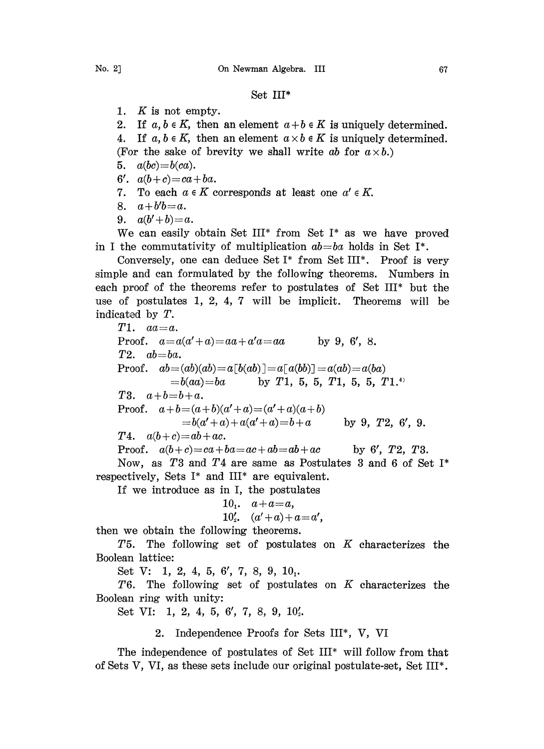Set III*

1. $K$ is not empty.
2. If $a, b \in K$, then an element $a+b \in K$ is uniquely determined.
4. If $a, b \in K$, then an element $a \times b \in K$ is uniquely determined.
(For the sake of brevity we shall write $ab$ for $a \times b$.)
5. $a(bc) = b(ca)$.
6′. $a(b+c) = ca + ba$.
7. To each $a \in K$ corresponds at least one $a' \in K$.
8. $a + b'b = a$.
9. $a(b'+b) = a$.

We can easily obtain Set III* from Set I* as we have proved in I the commutativity of multiplication $ab = ba$ holds in Set I*.

Conversely, one can deduce Set I* from Set III*. Proof is very simple and can formulated by the following theorems. Numbers in each proof of the theorems refer to postulates of Set III* but the use of postulates 1, 2, 4, 7 will be implicit. Theorems will be indicated by $T$.

$T1$. $aa = a$.

Proof. $a = a(a'+a) = aa + a'a = aa$ by 9, 6′, 8.

$T2$. $ab = ba$.

Proof. $ab = (ab)(ab) = a[b(ab)] = a[a(bb)] = a(ab) = a(ba)$
$= b(aa) = ba$ by $T1$, 5, 5, $T1$, 5, 5, $T1$.[4]

$T3$. $a + b = b + a$.

Proof. $a + b = (a+b)(a'+a) = (a'+a)(a+b)$
$= b(a'+a) + a(a'+a) = b + a$ by 9, $T2$, 6′, 9.

$T4$. $a(b+c) = ab + ac$.

Proof. $a(b+c) = ca + ba = ac + ab = ab + ac$ by 6′, $T2$, $T3$.

Now, as $T3$ and $T4$ are same as Postulates 3 and 6 of Set I* respectively, Sets I* and III* are equivalent.

If we introduce as in I, the postulates

$10_1$. $a + a = a$,

$10_2'$. $(a'+a) + a = a'$,

then we obtain the following theorems.

$T5$. The following set of postulates on $K$ characterizes the Boolean lattice:

Set V: 1, 2, 4, 5, 6′, 7, 8, 9, $10_1$.

$T6$. The following set of postulates on $K$ characterizes the Boolean ring with unity:

Set VI: 1, 2, 4, 5, 6′, 7, 8, 9, $10_2'$.

## 2. Independence Proofs for Sets III*, V, VI

The independence of postulates of Set III* will follow from that of Sets V, VI, as these sets include our original postulate-set, Set III*.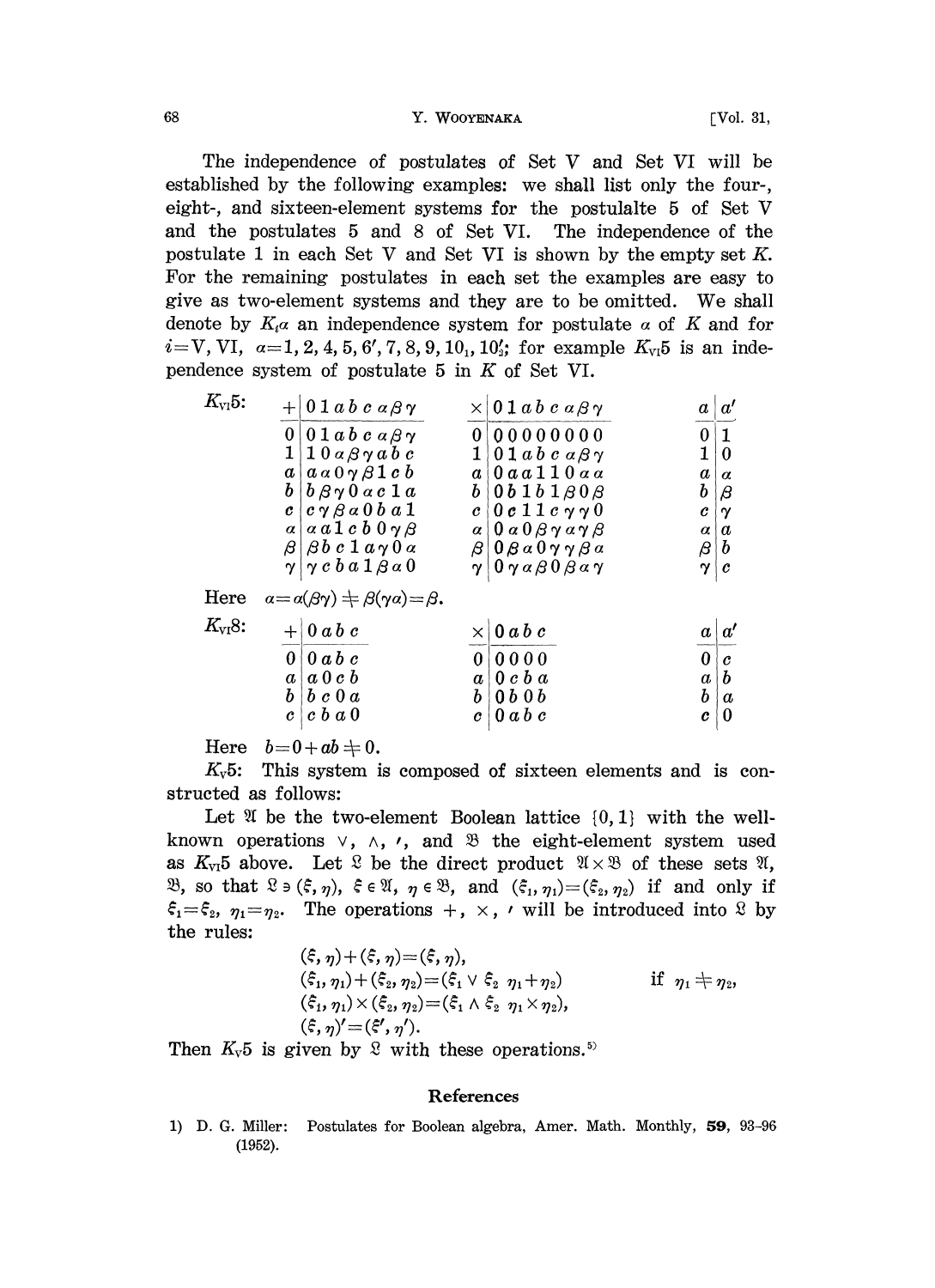The independence of postulates of Set V and Set VI will be established by the following examples: we shall list only the four-, eight-, and sixteen-element systems for the postulalte 5 of Set V and the postulates 5 and 8 of Set VI. The independence of the postulate 1 in each Set V and Set VI is shown by the empty set $K$. For the remaining postulates in each set the examples are easy to give as two-element systems and they are to be omitted. We shall denote by $K_i\alpha$ an independence system for postulate $\alpha$ of $K$ and for $i=\text{V}, \text{VI}$, $\alpha=1, 2, 4, 5, 6', 7, 8, 9, 10_1, 10_2'$; for example $K_{\text{VI}}5$ is an independence system of postulate 5 in $K$ of Set VI.

$K_{\text{VI}}5$:

| $+$ | $0$ | $1$ | $a$ | $b$ | $c$ | $\alpha$ | $\beta$ | $\gamma$ |
|---|---|---|---|---|---|---|---|---|
| $0$ | $0$ | $1$ | $a$ | $b$ | $c$ | $\alpha$ | $\beta$ | $\gamma$ |
| $1$ | $1$ | $0$ | $\alpha$ | $\beta$ | $\gamma$ | $a$ | $b$ | $c$ |
| $a$ | $a$ | $\alpha$ | $0$ | $\gamma$ | $\beta$ | $1$ | $c$ | $b$ |
| $b$ | $b$ | $\beta$ | $\gamma$ | $0$ | $\alpha$ | $c$ | $1$ | $a$ |
| $c$ | $c$ | $\gamma$ | $\beta$ | $\alpha$ | $0$ | $b$ | $a$ | $1$ |
| $\alpha$ | $\alpha$ | $a$ | $1$ | $c$ | $b$ | $0$ | $\gamma$ | $\beta$ |
| $\beta$ | $\beta$ | $b$ | $c$ | $1$ | $a$ | $\gamma$ | $0$ | $\alpha$ |
| $\gamma$ | $\gamma$ | $c$ | $b$ | $a$ | $1$ | $\beta$ | $\alpha$ | $0$ |

| $\times$ | $0$ | $1$ | $a$ | $b$ | $c$ | $\alpha$ | $\beta$ | $\gamma$ |
|---|---|---|---|---|---|---|---|---|
| $0$ | $0$ | $0$ | $0$ | $0$ | $0$ | $0$ | $0$ | $0$ |
| $1$ | $0$ | $1$ | $a$ | $b$ | $c$ | $\alpha$ | $\beta$ | $\gamma$ |
| $a$ | $0$ | $a$ | $a$ | $1$ | $1$ | $0$ | $\alpha$ | $\alpha$ |
| $b$ | $0$ | $b$ | $1$ | $b$ | $1$ | $\beta$ | $0$ | $\beta$ |
| $c$ | $0$ | $c$ | $1$ | $1$ | $c$ | $\gamma$ | $\gamma$ | $0$ |
| $\alpha$ | $0$ | $\alpha$ | $0$ | $\beta$ | $\gamma$ | $\alpha$ | $\gamma$ | $\beta$ |
| $\beta$ | $0$ | $\beta$ | $\alpha$ | $0$ | $\gamma$ | $\gamma$ | $\beta$ | $\alpha$ |
| $\gamma$ | $0$ | $\gamma$ | $\alpha$ | $\beta$ | $0$ | $\beta$ | $\alpha$ | $\gamma$ |

| $a$ | $a'$ |
|---|---|
| $0$ | $1$ |
| $1$ | $0$ |
| $a$ | $\alpha$ |
| $b$ | $\beta$ |
| $c$ | $\gamma$ |
| $\alpha$ | $a$ |
| $\beta$ | $b$ |
| $\gamma$ | $c$ |

Here $\alpha=\alpha(\beta\gamma)\neq\beta(\gamma\alpha)=\beta$.

$K_{\text{VI}}8$:

| $+$ | $0$ | $a$ | $b$ | $c$ |
|---|---|---|---|---|
| $0$ | $0$ | $a$ | $b$ | $c$ |
| $a$ | $a$ | $0$ | $c$ | $b$ |
| $b$ | $b$ | $c$ | $0$ | $a$ |
| $c$ | $c$ | $b$ | $a$ | $0$ |

| $\times$ | $0$ | $a$ | $b$ | $c$ |
|---|---|---|---|---|
| $0$ | $0$ | $0$ | $0$ | $0$ |
| $a$ | $0$ | $c$ | $b$ | $a$ |
| $b$ | $0$ | $b$ | $0$ | $b$ |
| $c$ | $0$ | $a$ | $b$ | $c$ |

| $a$ | $a'$ |
|---|---|
| $0$ | $c$ |
| $a$ | $b$ |
| $b$ | $a$ |
| $c$ | $0$ |

Here $b=0+ab\neq 0$.

$K_{\text{V}}5$: This system is composed of sixteen elements and is constructed as follows:

Let $\mathfrak{A}$ be the two-element Boolean lattice $\{0, 1\}$ with the well-known operations $\vee$, $\wedge$, $'$, and $\mathfrak{B}$ the eight-element system used as $K_{\text{VI}}5$ above. Let $\mathfrak{L}$ be the direct product $\mathfrak{A}\times\mathfrak{B}$ of these sets $\mathfrak{A}$, $\mathfrak{B}$, so that $\mathfrak{L}\ni(\xi, \eta)$, $\xi\in\mathfrak{A}$, $\eta\in\mathfrak{B}$, and $(\xi_1, \eta_1)=(\xi_2, \eta_2)$ if and only if $\xi_1=\xi_2$, $\eta_1=\eta_2$. The operations $+$, $\times$, $'$ will be introduced into $\mathfrak{L}$ by the rules:

$$(\xi, \eta)+(\xi, \eta)=(\xi, \eta),$$
$$(\xi_1, \eta_1)+(\xi_2, \eta_2)=(\xi_1\vee\xi_2\ \ \eta_1+\eta_2) \qquad \text{if } \eta_1\neq\eta_2,$$
$$(\xi_1, \eta_1)\times(\xi_2, \eta_2)=(\xi_1\wedge\xi_2\ \ \eta_1\times\eta_2),$$
$$(\xi, \eta)'=(\xi', \eta').$$

Then $K_{\text{V}}5$ is given by $\mathfrak{L}$ with these operations.[5]

## References

1) D. G. Miller: Postulates for Boolean algebra, Amer. Math. Monthly, **59**, 93–96 (1952).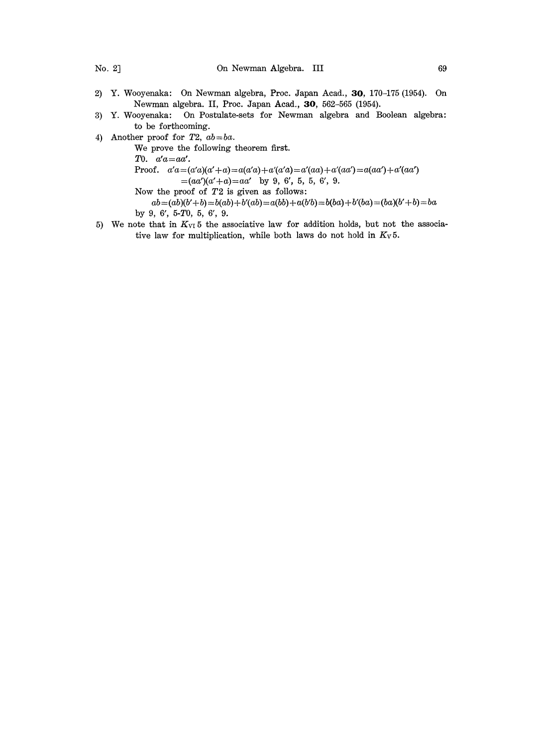2) Y. Wooyenaka: On Newman algebra, Proc. Japan Acad., **30**, 170–175 (1954). On Newman algebra. II, Proc. Japan Acad., **30**, 562–565 (1954).
3) Y. Wooyenaka: On Postulate-sets for Newman algebra and Boolean algebra: to be forthcoming.
4) Another proof for $T2$, $ab=ba$.

   We prove the following theorem first.

   $T0$. $a'a=aa'$.

   Proof. $a'a=(a'a)(a'+a)=a(a'a)+a'(a'a)=a'(aa)+a'(aa')=a(aa')+a'(aa')$
   $=(aa')(a'+a)=aa'$ by 9, 6', 5, 5, 6', 9.

   Now the proof of $T2$ is given as follows:

   $$ab=(ab)(b'+b)=b(ab)+b'(ab)=a(bb)+a(b'b)=b(ba)+b'(ba)=(ba)(b'+b)=ba$$

   by 9, 6', 5-$T0$, 5, 6', 9.
5) We note that in $K_{\text{VI}}5$ the associative law for addition holds, but not the associative law for multiplication, while both laws do not hold in $K_{\text{V}}5$.